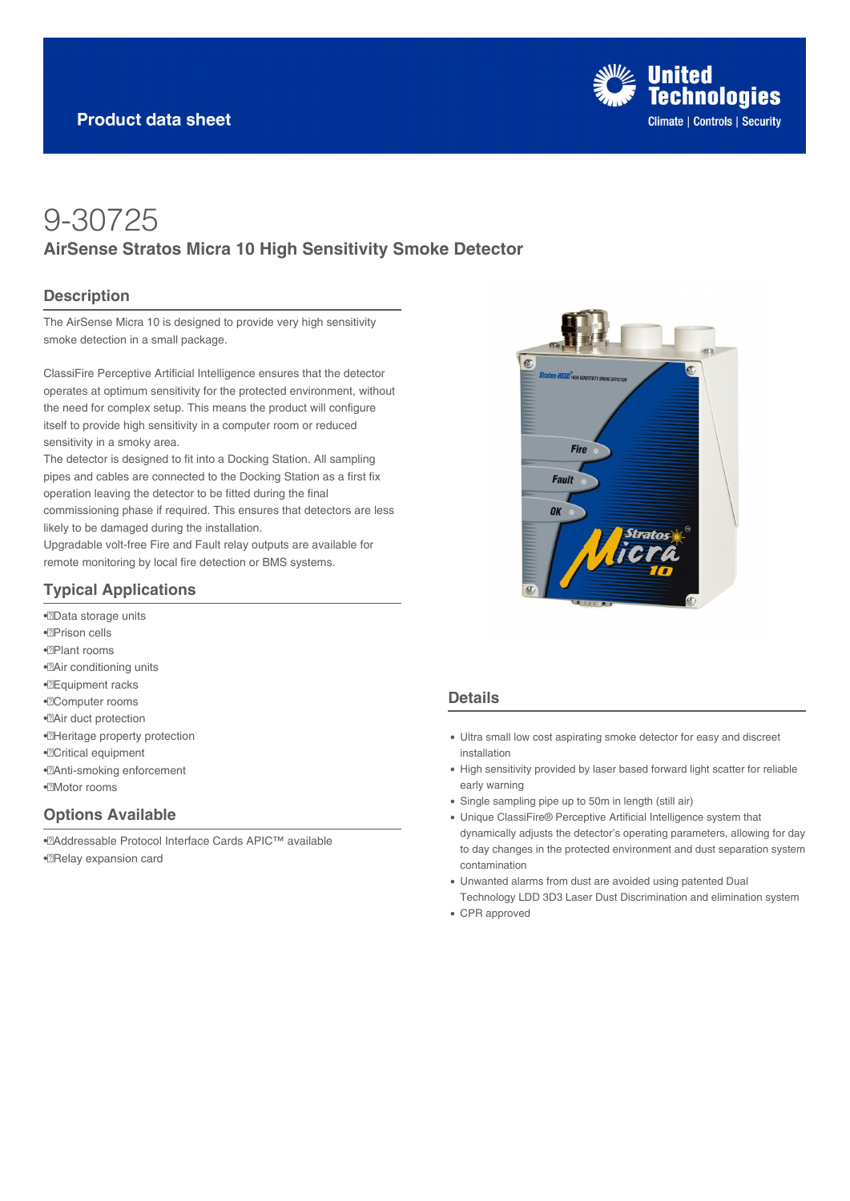Product data sheet

# 9-30725

## AirSense Stratos Micra 10 High Sensitivity Smoke Detector

### Description

The AirSense Micra 10 is designed to provide very high sensitivity smoke detection in a small package.

ClassiFire Perceptive Artificial Intelligence ensures that the detector operates at optimum sensitivity for the protected environment, without the need for complex setup. This means the product will configure itself to provide high sensitivity in a computer room or reduced sensitivity in a smoky area.
The detector is designed to fit into a Docking Station. All sampling pipes and cables are connected to the Docking Station as a first fix operation leaving the detector to be fitted during the final commissioning phase if required. This ensures that detectors are less likely to be damaged during the installation.
Upgradable volt-free Fire and Fault relay outputs are available for remote monitoring by local fire detection or BMS systems.

### Typical Applications

- Data storage units
- Prison cells
- Plant rooms
- Air conditioning units
- Equipment racks
- Computer rooms
- Air duct protection
- Heritage property protection
- Critical equipment
- Anti-smoking enforcement
- Motor rooms

### Options Available

- Addressable Protocol Interface Cards APIC™ available
- Relay expansion card

### Details

- Ultra small low cost aspirating smoke detector for easy and discreet installation
- High sensitivity provided by laser based forward light scatter for reliable early warning
- Single sampling pipe up to 50m in length (still air)
- Unique ClassiFire® Perceptive Artificial Intelligence system that dynamically adjusts the detector's operating parameters, allowing for day to day changes in the protected environment and dust separation system contamination
- Unwanted alarms from dust are avoided using patented Dual Technology LDD 3D3 Laser Dust Discrimination and elimination system
- CPR approved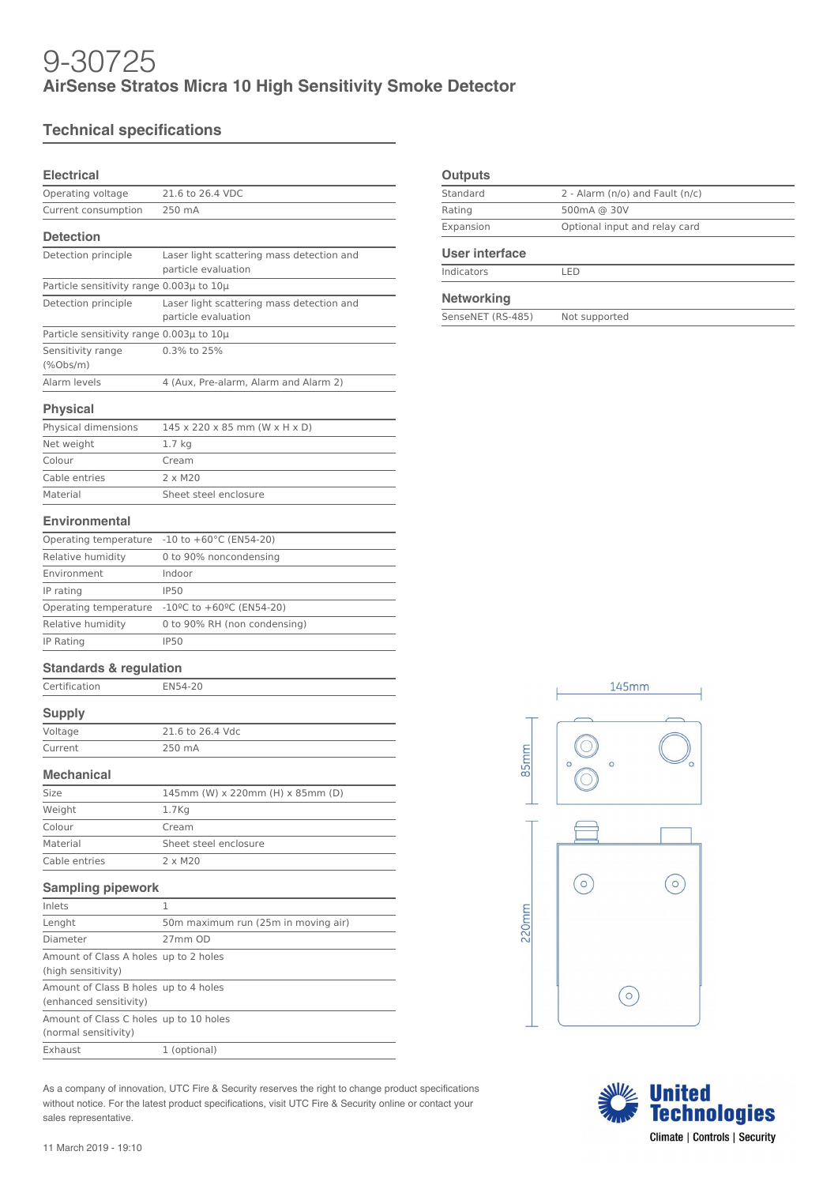# 9-30725

## AirSense Stratos Micra 10 High Sensitivity Smoke Detector

## Technical specifications

### Electrical

| | |
|---|---|
| Operating voltage | 21.6 to 26.4 VDC |
| Current consumption | 250 mA |

### Detection

| | |
|---|---|
| Detection principle | Laser light scattering mass detection and particle evaluation |
| Particle sensitivity range | 0.003µ to 10µ |
| Detection principle | Laser light scattering mass detection and particle evaluation |
| Particle sensitivity range | 0.003µ to 10µ |
| Sensitivity range (%Obs/m) | 0.3% to 25% |
| Alarm levels | 4 (Aux, Pre-alarm, Alarm and Alarm 2) |

### Physical

| | |
|---|---|
| Physical dimensions | 145 x 220 x 85 mm (W x H x D) |
| Net weight | 1.7 kg |
| Colour | Cream |
| Cable entries | 2 x M20 |
| Material | Sheet steel enclosure |

### Environmental

| | |
|---|---|
| Operating temperature | -10 to +60°C (EN54-20) |
| Relative humidity | 0 to 90% noncondensing |
| Environment | Indoor |
| IP rating | IP50 |
| Operating temperature | -10ºC to +60ºC (EN54-20) |
| Relative humidity | 0 to 90% RH (non condensing) |
| IP Rating | IP50 |

### Standards & regulation

| | |
|---|---|
| Certification | EN54-20 |

### Supply

| | |
|---|---|
| Voltage | 21.6 to 26.4 Vdc |
| Current | 250 mA |

### Mechanical

| | |
|---|---|
| Size | 145mm (W) x 220mm (H) x 85mm (D) |
| Weight | 1.7Kg |
| Colour | Cream |
| Material | Sheet steel enclosure |
| Cable entries | 2 x M20 |

### Sampling pipework

| | |
|---|---|
| Inlets | 1 |
| Lenght | 50m maximum run (25m in moving air) |
| Diameter | 27mm OD |
| Amount of Class A holes (high sensitivity) | up to 2 holes |
| Amount of Class B holes (enhanced sensitivity) | up to 4 holes |
| Amount of Class C holes (normal sensitivity) | up to 10 holes |
| Exhaust | 1 (optional) |

### Outputs

| | |
|---|---|
| Standard | 2 - Alarm (n/o) and Fault (n/c) |
| Rating | 500mA @ 30V |
| Expansion | Optional input and relay card |

### User interface

| | |
|---|---|
| Indicators | LED |

### Networking

| | |
|---|---|
| SenseNET (RS-485) | Not supported |

145mm

85mm

220mm

As a company of innovation, UTC Fire & Security reserves the right to change product specifications without notice. For the latest product specifications, visit UTC Fire & Security online or contact your sales representative.

11 March 2019 - 19:10

United Technologies
Climate | Controls | Security